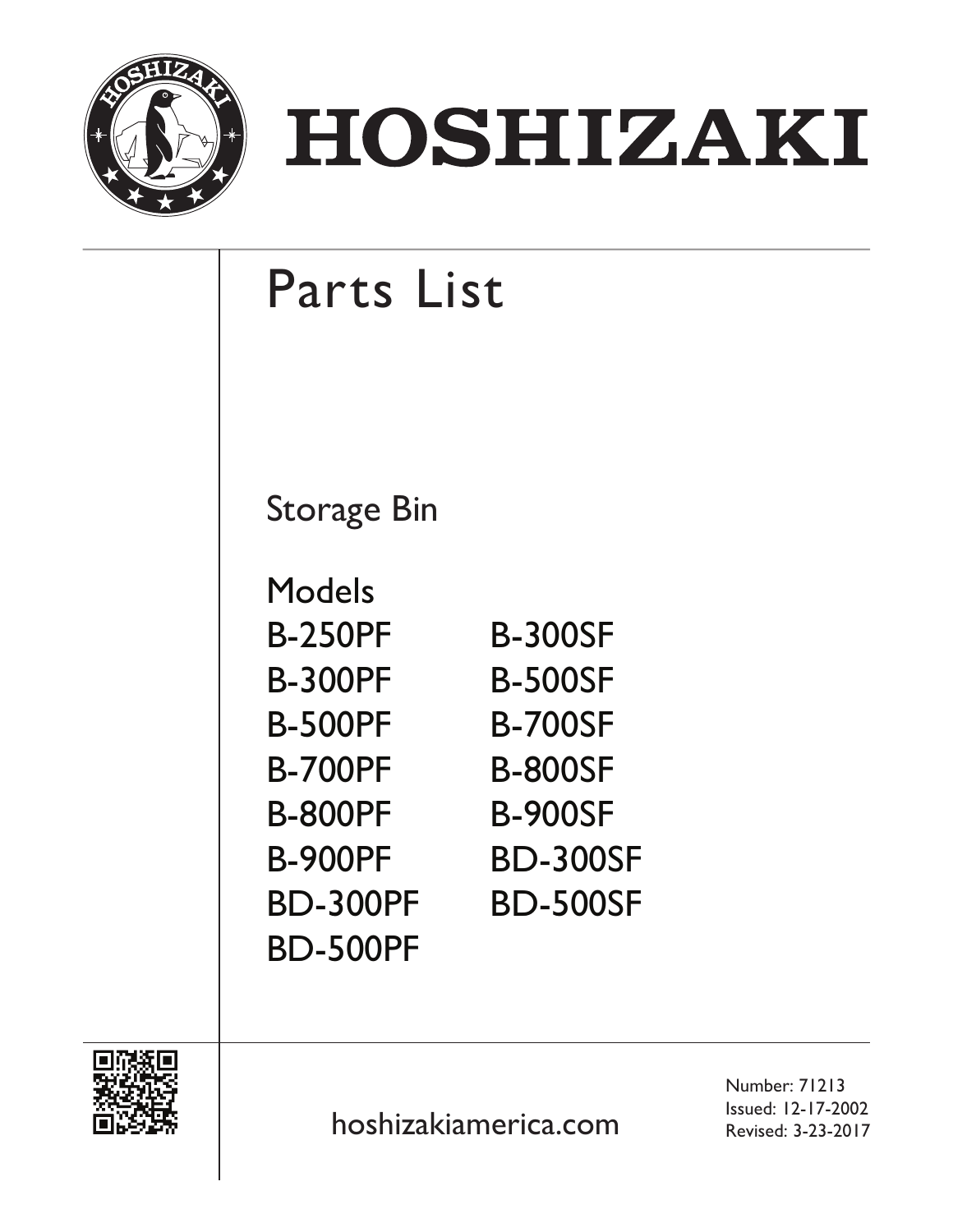# HOSHIZAKI

# Parts List

## Storage Bin

### Models

| | |
|---|---|
| B-250PF | B-300SF |
| B-300PF | B-500SF |
| B-500PF | B-700SF |
| B-700PF | B-800SF |
| B-800PF | B-900SF |
| B-900PF | BD-300SF |
| BD-300PF | BD-500SF |
| BD-500PF | |

hoshizakiamerica.com

Number: 71213
Issued: 12-17-2002
Revised: 3-23-2017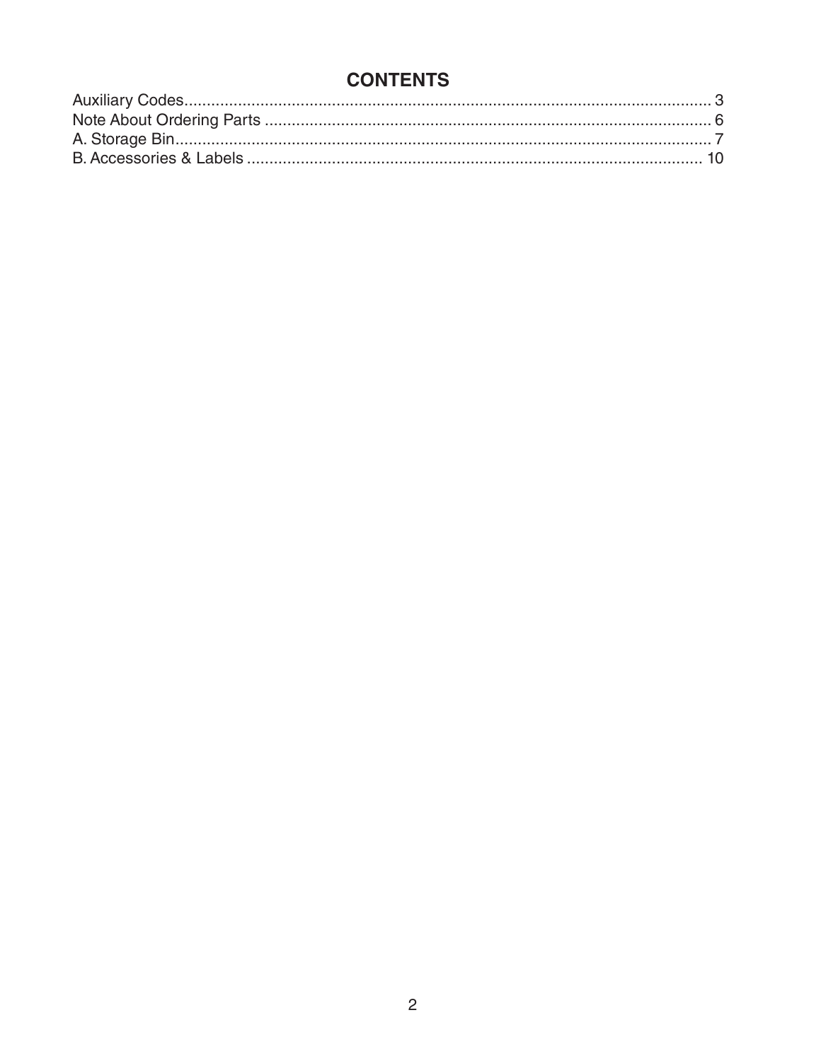# CONTENTS

Auxiliary Codes.................................................................................................................... 3
Note About Ordering Parts .................................................................................................. 6
A. Storage Bin...................................................................................................................... 7
B. Accessories & Labels .................................................................................................... 10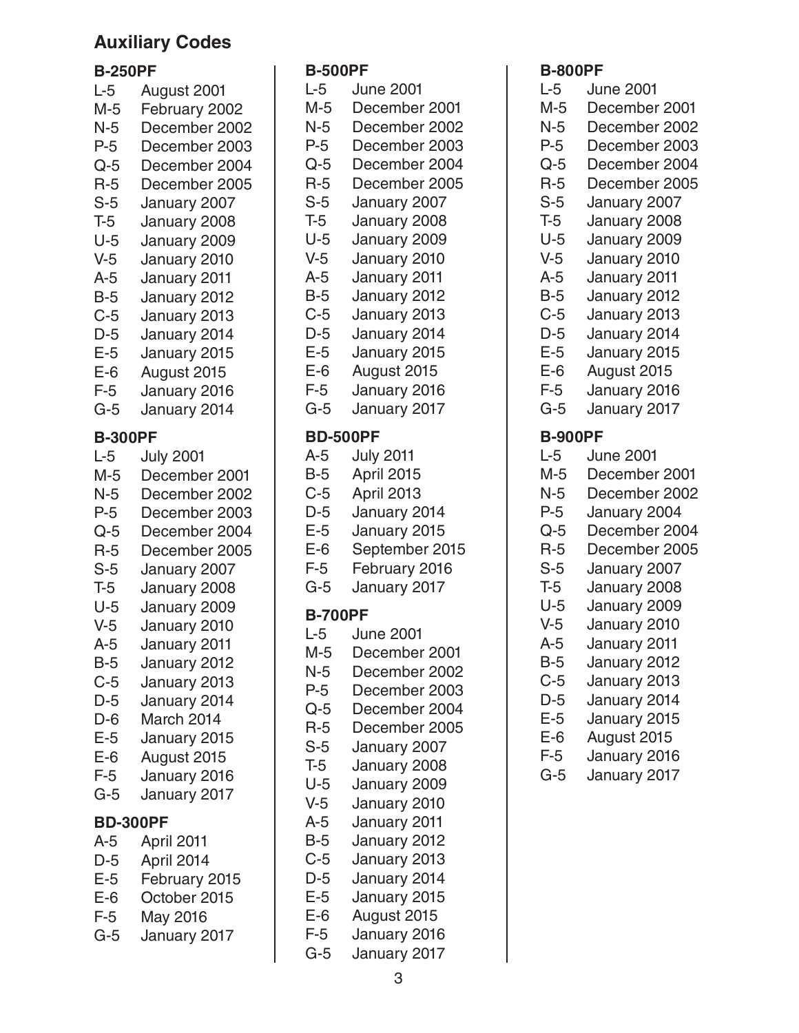# Auxiliary Codes

### B-250PF

L-5 August 2001
M-5 February 2002
N-5 December 2002
P-5 December 2003
Q-5 December 2004
R-5 December 2005
S-5 January 2007
T-5 January 2008
U-5 January 2009
V-5 January 2010
A-5 January 2011
B-5 January 2012
C-5 January 2013
D-5 January 2014
E-5 January 2015
E-6 August 2015
F-5 January 2016
G-5 January 2014

### B-300PF

L-5 July 2001
M-5 December 2001
N-5 December 2002
P-5 December 2003
Q-5 December 2004
R-5 December 2005
S-5 January 2007
T-5 January 2008
U-5 January 2009
V-5 January 2010
A-5 January 2011
B-5 January 2012
C-5 January 2013
D-5 January 2014
D-6 March 2014
E-5 January 2015
E-6 August 2015
F-5 January 2016
G-5 January 2017

### BD-300PF

A-5 April 2011
D-5 April 2014
E-5 February 2015
E-6 October 2015
F-5 May 2016
G-5 January 2017

### B-500PF

L-5 June 2001
M-5 December 2001
N-5 December 2002
P-5 December 2003
Q-5 December 2004
R-5 December 2005
S-5 January 2007
T-5 January 2008
U-5 January 2009
V-5 January 2010
A-5 January 2011
B-5 January 2012
C-5 January 2013
D-5 January 2014
E-5 January 2015
E-6 August 2015
F-5 January 2016
G-5 January 2017

### BD-500PF

A-5 July 2011
B-5 April 2015
C-5 April 2013
D-5 January 2014
E-5 January 2015
E-6 September 2015
F-5 February 2016
G-5 January 2017

### B-700PF

L-5 June 2001
M-5 December 2001
N-5 December 2002
P-5 December 2003
Q-5 December 2004
R-5 December 2005
S-5 January 2007
T-5 January 2008
U-5 January 2009
V-5 January 2010
A-5 January 2011
B-5 January 2012
C-5 January 2013
D-5 January 2014
E-5 January 2015
E-6 August 2015
F-5 January 2016
G-5 January 2017

### B-800PF

L-5 June 2001
M-5 December 2001
N-5 December 2002
P-5 December 2003
Q-5 December 2004
R-5 December 2005
S-5 January 2007
T-5 January 2008
U-5 January 2009
V-5 January 2010
A-5 January 2011
B-5 January 2012
C-5 January 2013
D-5 January 2014
E-5 January 2015
E-6 August 2015
F-5 January 2016
G-5 January 2017

### B-900PF

L-5 June 2001
M-5 December 2001
N-5 December 2002
P-5 January 2004
Q-5 December 2004
R-5 December 2005
S-5 January 2007
T-5 January 2008
U-5 January 2009
V-5 January 2010
A-5 January 2011
B-5 January 2012
C-5 January 2013
D-5 January 2014
E-5 January 2015
E-6 August 2015
F-5 January 2016
G-5 January 2017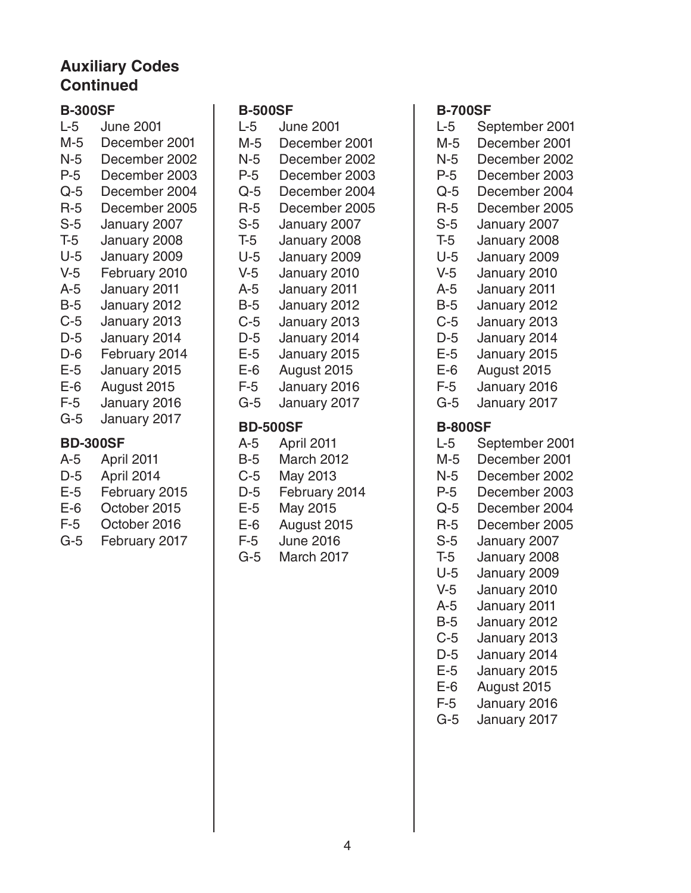## Auxiliary Codes Continued

### B-300SF

| | |
|---|---|
| L-5 | June 2001 |
| M-5 | December 2001 |
| N-5 | December 2002 |
| P-5 | December 2003 |
| Q-5 | December 2004 |
| R-5 | December 2005 |
| S-5 | January 2007 |
| T-5 | January 2008 |
| U-5 | January 2009 |
| V-5 | February 2010 |
| A-5 | January 2011 |
| B-5 | January 2012 |
| C-5 | January 2013 |
| D-5 | January 2014 |
| D-6 | February 2014 |
| E-5 | January 2015 |
| E-6 | August 2015 |
| F-5 | January 2016 |
| G-5 | January 2017 |

### BD-300SF

| | |
|---|---|
| A-5 | April 2011 |
| D-5 | April 2014 |
| E-5 | February 2015 |
| E-6 | October 2015 |
| F-5 | October 2016 |
| G-5 | February 2017 |

### B-500SF

| | |
|---|---|
| L-5 | June 2001 |
| M-5 | December 2001 |
| N-5 | December 2002 |
| P-5 | December 2003 |
| Q-5 | December 2004 |
| R-5 | December 2005 |
| S-5 | January 2007 |
| T-5 | January 2008 |
| U-5 | January 2009 |
| V-5 | January 2010 |
| A-5 | January 2011 |
| B-5 | January 2012 |
| C-5 | January 2013 |
| D-5 | January 2014 |
| E-5 | January 2015 |
| E-6 | August 2015 |
| F-5 | January 2016 |
| G-5 | January 2017 |

### BD-500SF

| | |
|---|---|
| A-5 | April 2011 |
| B-5 | March 2012 |
| C-5 | May 2013 |
| D-5 | February 2014 |
| E-5 | May 2015 |
| E-6 | August 2015 |
| F-5 | June 2016 |
| G-5 | March 2017 |

### B-700SF

| | |
|---|---|
| L-5 | September 2001 |
| M-5 | December 2001 |
| N-5 | December 2002 |
| P-5 | December 2003 |
| Q-5 | December 2004 |
| R-5 | December 2005 |
| S-5 | January 2007 |
| T-5 | January 2008 |
| U-5 | January 2009 |
| V-5 | January 2010 |
| A-5 | January 2011 |
| B-5 | January 2012 |
| C-5 | January 2013 |
| D-5 | January 2014 |
| E-5 | January 2015 |
| E-6 | August 2015 |
| F-5 | January 2016 |
| G-5 | January 2017 |

### B-800SF

| | |
|---|---|
| L-5 | September 2001 |
| M-5 | December 2001 |
| N-5 | December 2002 |
| P-5 | December 2003 |
| Q-5 | December 2004 |
| R-5 | December 2005 |
| S-5 | January 2007 |
| T-5 | January 2008 |
| U-5 | January 2009 |
| V-5 | January 2010 |
| A-5 | January 2011 |
| B-5 | January 2012 |
| C-5 | January 2013 |
| D-5 | January 2014 |
| E-5 | January 2015 |
| E-6 | August 2015 |
| F-5 | January 2016 |
| G-5 | January 2017 |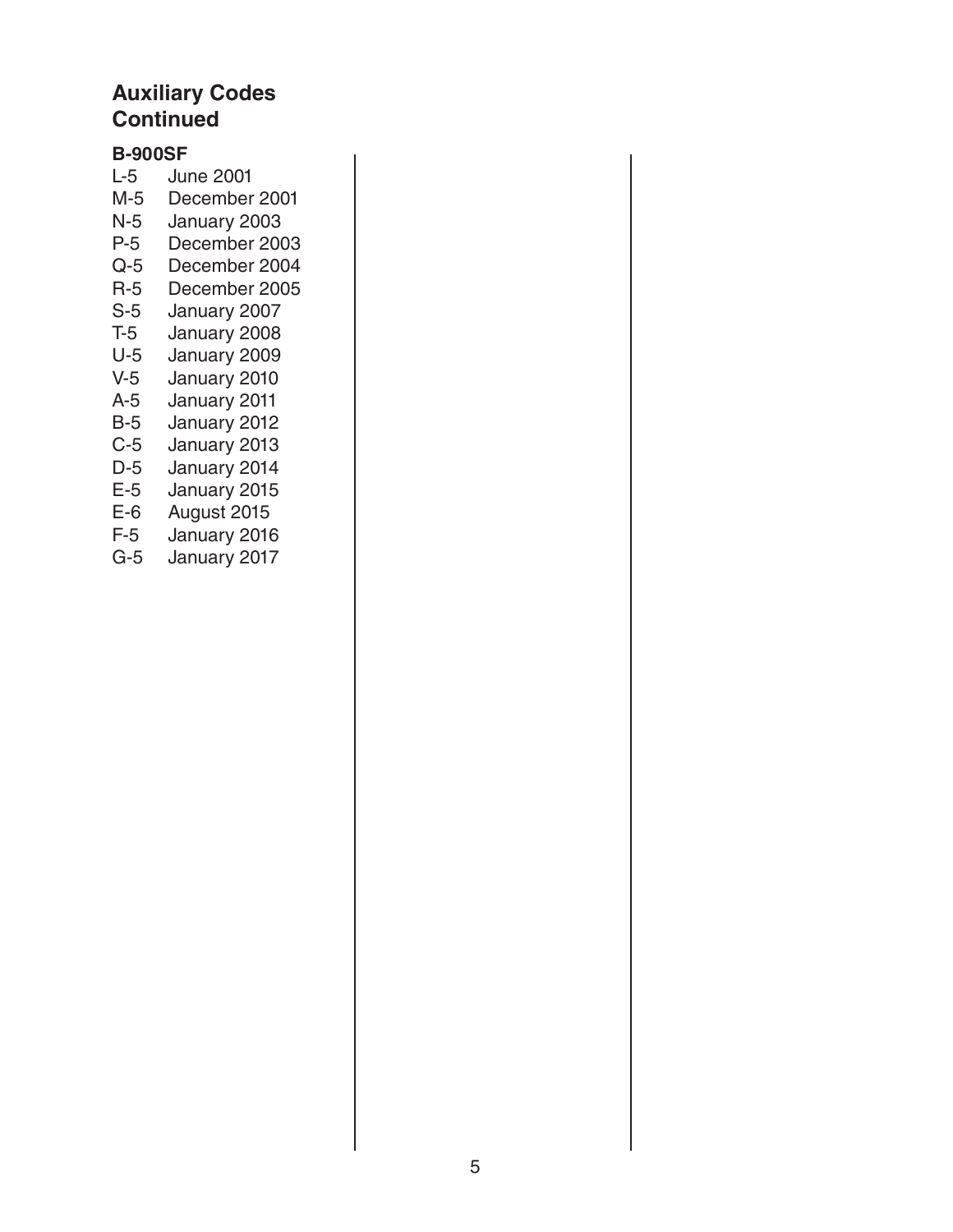## Auxiliary Codes Continued

### B-900SF

| | |
|---|---|
| L-5 | June 2001 |
| M-5 | December 2001 |
| N-5 | January 2003 |
| P-5 | December 2003 |
| Q-5 | December 2004 |
| R-5 | December 2005 |
| S-5 | January 2007 |
| T-5 | January 2008 |
| U-5 | January 2009 |
| V-5 | January 2010 |
| A-5 | January 2011 |
| B-5 | January 2012 |
| C-5 | January 2013 |
| D-5 | January 2014 |
| E-5 | January 2015 |
| E-6 | August 2015 |
| F-5 | January 2016 |
| G-5 | January 2017 |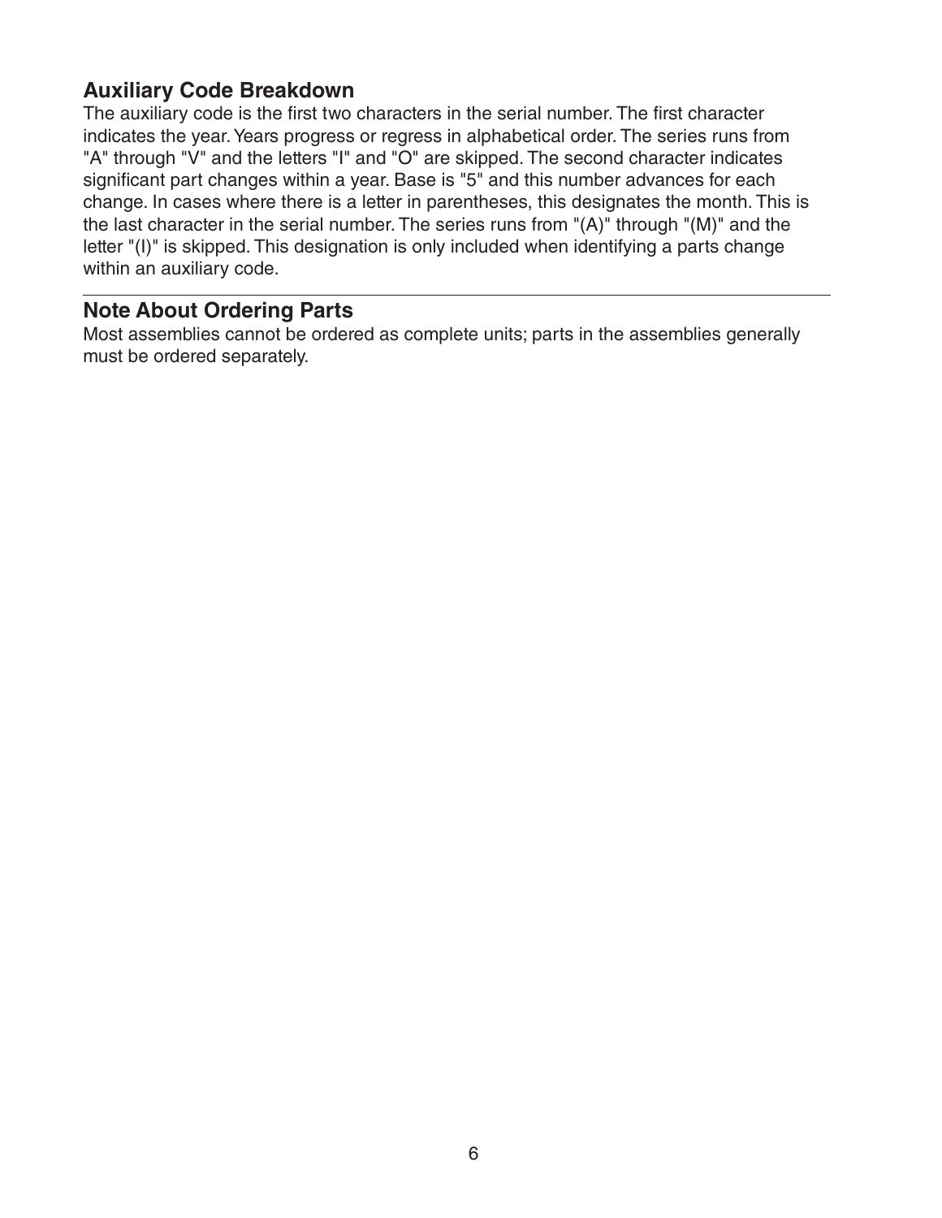## Auxiliary Code Breakdown

The auxiliary code is the first two characters in the serial number. The first character indicates the year. Years progress or regress in alphabetical order. The series runs from "A" through "V" and the letters "I" and "O" are skipped. The second character indicates significant part changes within a year. Base is "5" and this number advances for each change. In cases where there is a letter in parentheses, this designates the month. This is the last character in the serial number. The series runs from "(A)" through "(M)" and the letter "(I)" is skipped. This designation is only included when identifying a parts change within an auxiliary code.

---

## Note About Ordering Parts

Most assemblies cannot be ordered as complete units; parts in the assemblies generally must be ordered separately.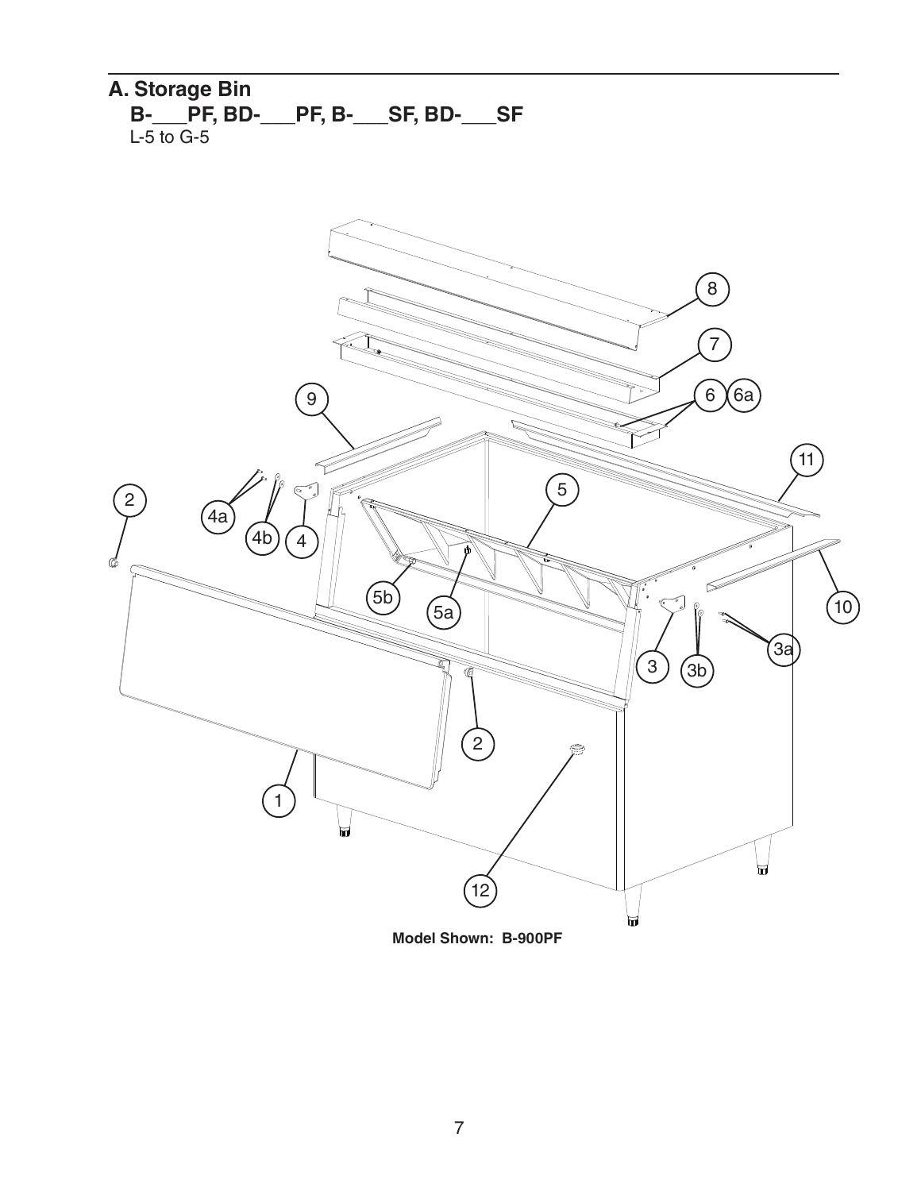## A. Storage Bin

### B-___PF, BD-___PF, B-___SF, BD-___SF

L-5 to G-5

Model Shown: B-900PF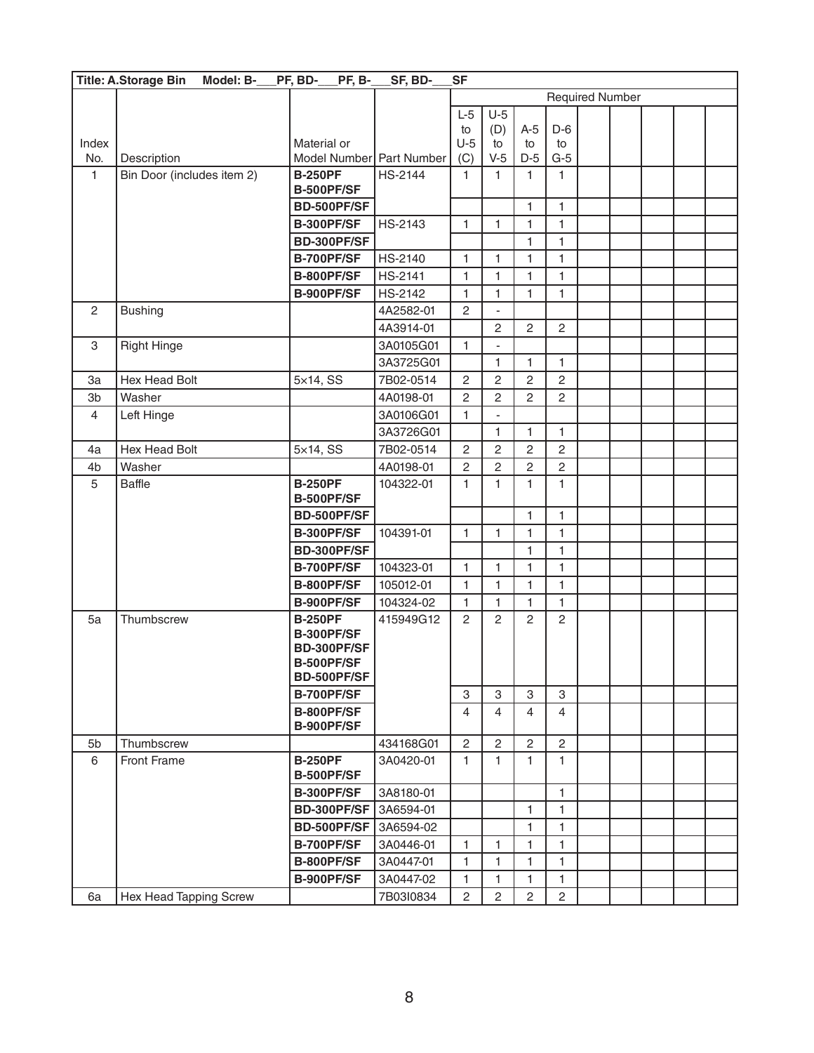| Title: A.Storage Bin Model: B-___PF, BD-___PF, B-___SF, BD-___SF | | | | | | | | | | | | |
|---|---|---|---|---|---|---|---|---|---|---|---|---|
| | | | | Required Number | | | | | | | | |
| Index No. | Description | Material or Model Number | Part Number | L-5 to U-5 (C) | U-5 (D) to V-5 | A-5 to D-5 | D-6 to G-5 | | | | | |
| 1 | Bin Door (includes item 2) | **B-250PF B-500PF/SF** | HS-2144 | 1 | 1 | 1 | 1 | | | | | |
| | | **BD-500PF/SF** | | | | 1 | 1 | | | | | |
| | | **B-300PF/SF** | HS-2143 | 1 | 1 | 1 | 1 | | | | | |
| | | **BD-300PF/SF** | | | | 1 | 1 | | | | | |
| | | **B-700PF/SF** | HS-2140 | 1 | 1 | 1 | 1 | | | | | |
| | | **B-800PF/SF** | HS-2141 | 1 | 1 | 1 | 1 | | | | | |
| | | **B-900PF/SF** | HS-2142 | 1 | 1 | 1 | 1 | | | | | |
| 2 | Bushing | | 4A2582-01 | 2 | - | | | | | | | |
| | | | 4A3914-01 | | 2 | 2 | 2 | | | | | |
| 3 | Right Hinge | | 3A0105G01 | 1 | - | | | | | | | |
| | | | 3A3725G01 | | 1 | 1 | 1 | | | | | |
| 3a | Hex Head Bolt | 5×14, SS | 7B02-0514 | 2 | 2 | 2 | 2 | | | | | |
| 3b | Washer | | 4A0198-01 | 2 | 2 | 2 | 2 | | | | | |
| 4 | Left Hinge | | 3A0106G01 | 1 | - | | | | | | | |
| | | | 3A3726G01 | | 1 | 1 | 1 | | | | | |
| 4a | Hex Head Bolt | 5×14, SS | 7B02-0514 | 2 | 2 | 2 | 2 | | | | | |
| 4b | Washer | | 4A0198-01 | 2 | 2 | 2 | 2 | | | | | |
| 5 | Baffle | **B-250PF B-500PF/SF** | 104322-01 | 1 | 1 | 1 | 1 | | | | | |
| | | **BD-500PF/SF** | | | | 1 | 1 | | | | | |
| | | **B-300PF/SF** | 104391-01 | 1 | 1 | 1 | 1 | | | | | |
| | | **BD-300PF/SF** | | | | 1 | 1 | | | | | |
| | | **B-700PF/SF** | 104323-01 | 1 | 1 | 1 | 1 | | | | | |
| | | **B-800PF/SF** | 105012-01 | 1 | 1 | 1 | 1 | | | | | |
| | | **B-900PF/SF** | 104324-02 | 1 | 1 | 1 | 1 | | | | | |
| 5a | Thumbscrew | **B-250PF B-300PF/SF BD-300PF/SF B-500PF/SF BD-500PF/SF** | 415949G12 | 2 | 2 | 2 | 2 | | | | | |
| | | **B-700PF/SF** | | 3 | 3 | 3 | 3 | | | | | |
| | | **B-800PF/SF B-900PF/SF** | | 4 | 4 | 4 | 4 | | | | | |
| 5b | Thumbscrew | | 434168G01 | 2 | 2 | 2 | 2 | | | | | |
| 6 | Front Frame | **B-250PF B-500PF/SF** | 3A0420-01 | 1 | 1 | 1 | 1 | | | | | |
| | | **B-300PF/SF** | 3A8180-01 | | | | 1 | | | | | |
| | | **BD-300PF/SF** | 3A6594-01 | | | 1 | 1 | | | | | |
| | | **BD-500PF/SF** | 3A6594-02 | | | 1 | 1 | | | | | |
| | | **B-700PF/SF** | 3A0446-01 | 1 | 1 | 1 | 1 | | | | | |
| | | **B-800PF/SF** | 3A0447-01 | 1 | 1 | 1 | 1 | | | | | |
| | | **B-900PF/SF** | 3A0447-02 | 1 | 1 | 1 | 1 | | | | | |
| 6a | Hex Head Tapping Screw | | 7B03I0834 | 2 | 2 | 2 | 2 | | | | | |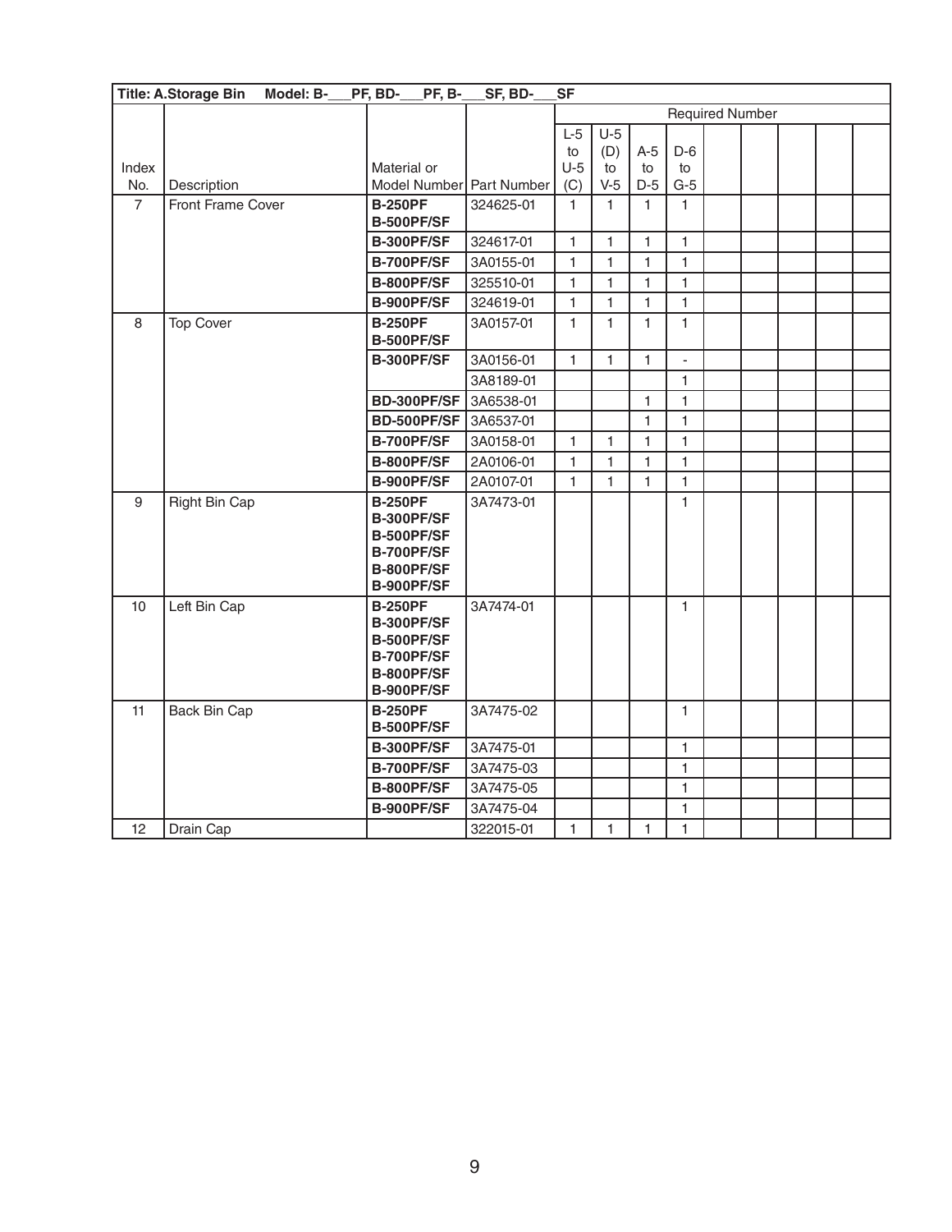| Title: A.Storage Bin Model: B-___PF, BD-___PF, B-___SF, BD-___SF | | | | | | | | | | | | |
|---|---|---|---|---|---|---|---|---|---|---|---|---|
| | | | | Required Number | | | | | | | | |
| Index No. | Description | Material or Model Number | Part Number | L-5 to U-5 (C) | U-5 (D) to V-5 | A-5 to D-5 | D-6 to G-5 | | | | | |
| 7 | Front Frame Cover | **B-250PF B-500PF/SF** | 324625-01 | 1 | 1 | 1 | 1 | | | | | |
| | | **B-300PF/SF** | 324617-01 | 1 | 1 | 1 | 1 | | | | | |
| | | **B-700PF/SF** | 3A0155-01 | 1 | 1 | 1 | 1 | | | | | |
| | | **B-800PF/SF** | 325510-01 | 1 | 1 | 1 | 1 | | | | | |
| | | **B-900PF/SF** | 324619-01 | 1 | 1 | 1 | 1 | | | | | |
| 8 | Top Cover | **B-250PF B-500PF/SF** | 3A0157-01 | 1 | 1 | 1 | 1 | | | | | |
| | | **B-300PF/SF** | 3A0156-01 | 1 | 1 | 1 | - | | | | | |
| | | | 3A8189-01 | | | | 1 | | | | | |
| | | **BD-300PF/SF** | 3A6538-01 | | | 1 | 1 | | | | | |
| | | **BD-500PF/SF** | 3A6537-01 | | | 1 | 1 | | | | | |
| | | **B-700PF/SF** | 3A0158-01 | 1 | 1 | 1 | 1 | | | | | |
| | | **B-800PF/SF** | 2A0106-01 | 1 | 1 | 1 | 1 | | | | | |
| | | **B-900PF/SF** | 2A0107-01 | 1 | 1 | 1 | 1 | | | | | |
| 9 | Right Bin Cap | **B-250PF B-300PF/SF B-500PF/SF B-700PF/SF B-800PF/SF B-900PF/SF** | 3A7473-01 | | | | 1 | | | | | |
| 10 | Left Bin Cap | **B-250PF B-300PF/SF B-500PF/SF B-700PF/SF B-800PF/SF B-900PF/SF** | 3A7474-01 | | | | 1 | | | | | |
| 11 | Back Bin Cap | **B-250PF B-500PF/SF** | 3A7475-02 | | | | 1 | | | | | |
| | | **B-300PF/SF** | 3A7475-01 | | | | 1 | | | | | |
| | | **B-700PF/SF** | 3A7475-03 | | | | 1 | | | | | |
| | | **B-800PF/SF** | 3A7475-05 | | | | 1 | | | | | |
| | | **B-900PF/SF** | 3A7475-04 | | | | 1 | | | | | |
| 12 | Drain Cap | | 322015-01 | 1 | 1 | 1 | 1 | | | | | |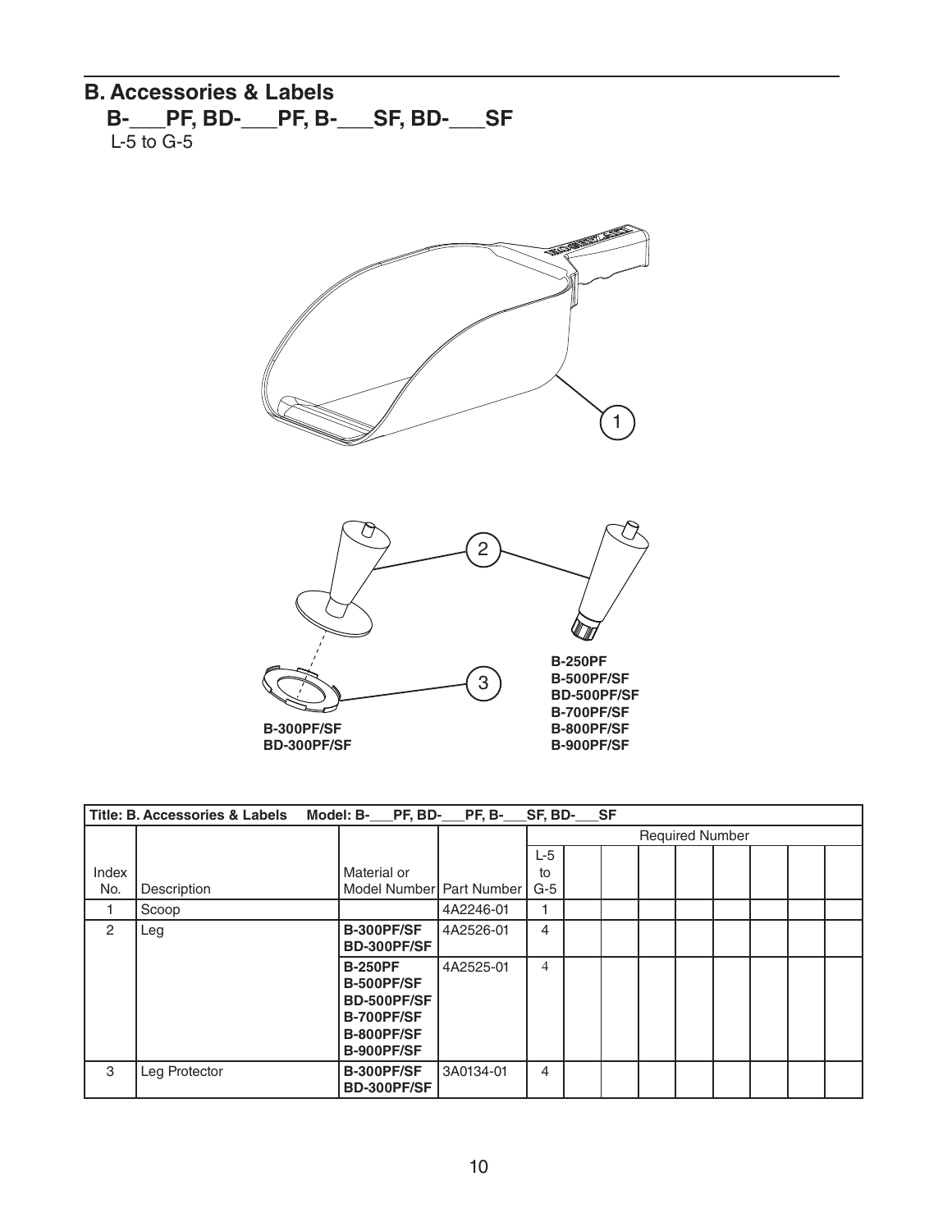## B. Accessories & Labels

### B-___PF, BD-___PF, B-___SF, BD-___SF

L-5 to G-5

1

2

3

B-300PF/SF
BD-300PF/SF

B-250PF
B-500PF/SF
BD-500PF/SF
B-700PF/SF
B-800PF/SF
B-900PF/SF

| Title: B. Accessories & Labels | Model: B-___PF, BD-___PF, B-___SF, BD-___SF | | | | | | | | | | | | |
|---|---|---|---|---|---|---|---|---|---|---|---|---|---|
| | | | | Required Number | | | | | | | | | |
| Index No. | Description | Material or Model Number | Part Number | L-5 to G-5 | | | | | | | | | |
| 1 | Scoop | | 4A2246-01 | 1 | | | | | | | | | |
| 2 | Leg | **B-300PF/SF BD-300PF/SF** | 4A2526-01 | 4 | | | | | | | | | |
| | | **B-250PF B-500PF/SF BD-500PF/SF B-700PF/SF B-800PF/SF B-900PF/SF** | 4A2525-01 | 4 | | | | | | | | | |
| 3 | Leg Protector | **B-300PF/SF BD-300PF/SF** | 3A0134-01 | 4 | | | | | | | | | |